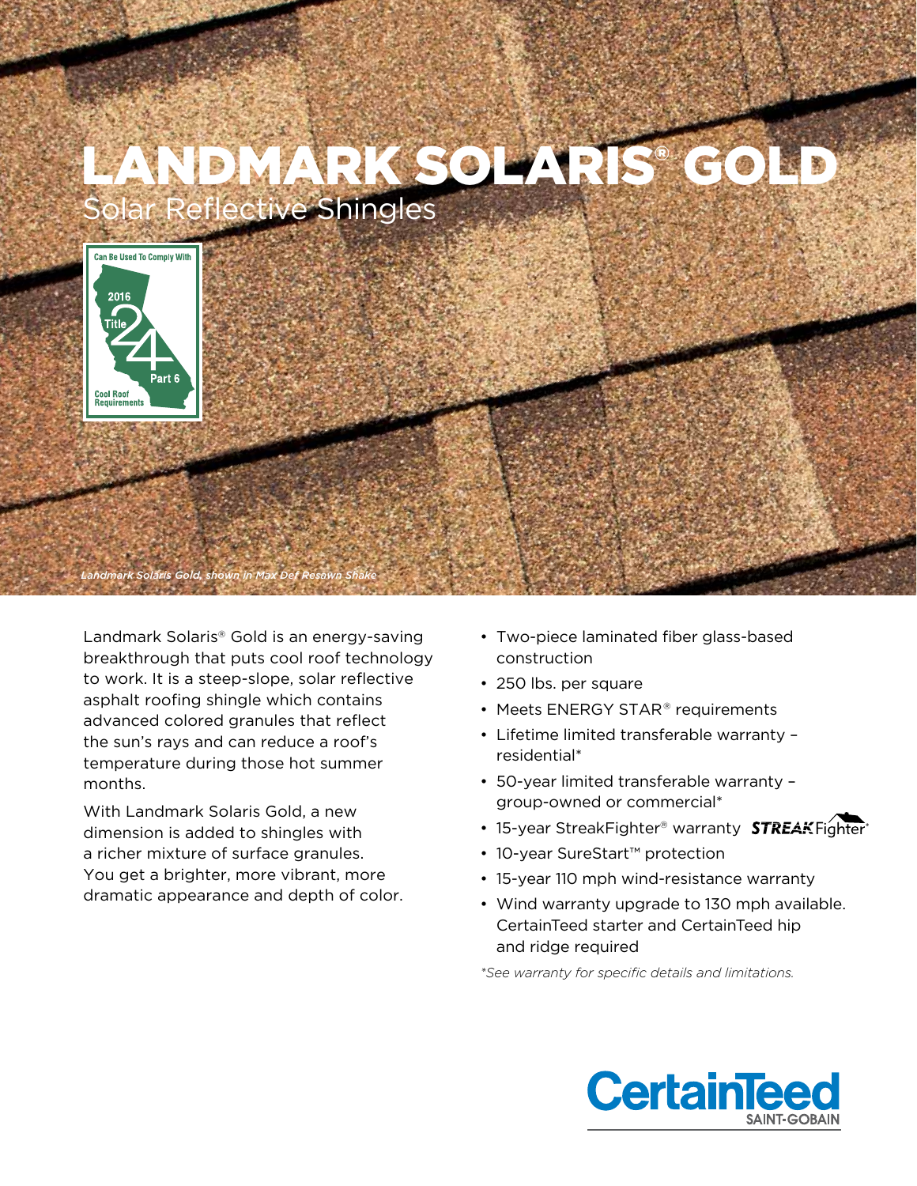# LANDMARK SOLARIS® GOLD

## Solar Reflective Shingles

Can Be Used To Comply With 2016 Title 24 Part 6 Cool Roof Requirements

*Landmark Solaris Gold, shown in Max Def Resawn Shake*

Landmark Solaris® Gold is an energy-saving breakthrough that puts cool roof technology to work. It is a steep-slope, solar reflective asphalt roofing shingle which contains advanced colored granules that reflect the sun's rays and can reduce a roof's temperature during those hot summer months.

With Landmark Solaris Gold, a new dimension is added to shingles with a richer mixture of surface granules. You get a brighter, more vibrant, more dramatic appearance and depth of color.

- Two-piece laminated fiber glass-based construction
- 250 lbs. per square
- Meets ENERGY STAR® requirements
- Lifetime limited transferable warranty – residential*
- 50-year limited transferable warranty – group-owned or commercial*
- 15-year StreakFighter® warranty
- 10-year SureStart™ protection
- 15-year 110 mph wind-resistance warranty
- Wind warranty upgrade to 130 mph available. CertainTeed starter and CertainTeed hip and ridge required

*\*See warranty for specific details and limitations.*

CertainTeed SAINT-GOBAIN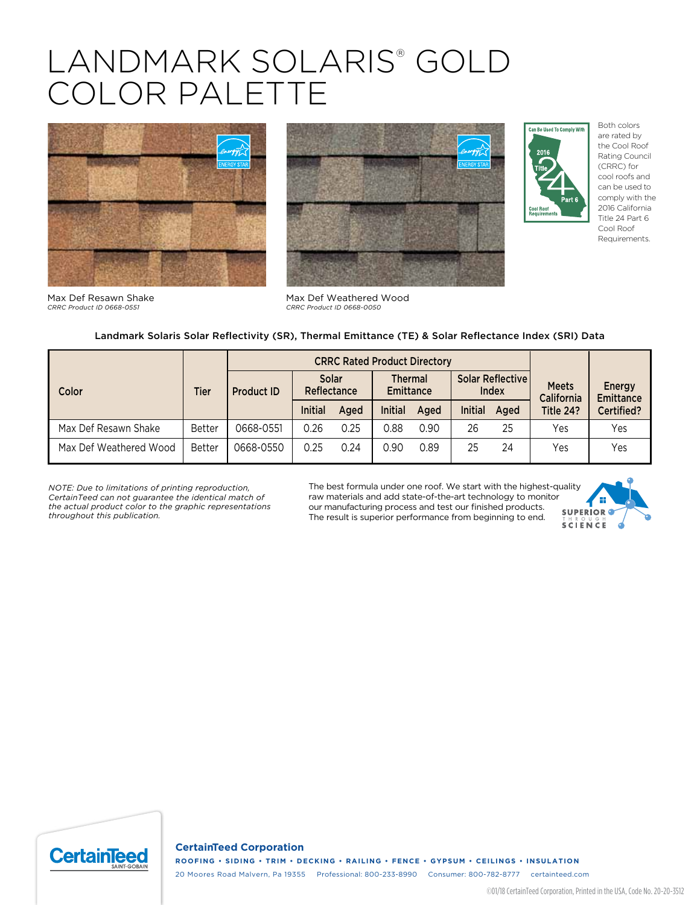# LANDMARK SOLARIS® GOLD COLOR PALETTE

Max Def Resawn Shake
*CRRC Product ID 0668-0551*

Max Def Weathered Wood
*CRRC Product ID 0668-0050*

Can Be Used To Comply With 2016 Title 24 Part 6 Cool Roof Requirements

Both colors are rated by the Cool Roof Rating Council (CRRC) for cool roofs and can be used to comply with the 2016 California Title 24 Part 6 Cool Roof Requirements.

Landmark Solaris Solar Reflectivity (SR), Thermal Emittance (TE) & Solar Reflectance Index (SRI) Data

| Color | Tier | CRRC Rated Product Directory | | | | | | | Meets California Title 24? | Energy Emittance Certified? |
|---|---|---|---|---|---|---|---|---|---|---|
| | | Product ID | Solar Reflectance | | Thermal Emittance | | Solar Reflective Index | | | |
| | | | Initial | Aged | Initial | Aged | Initial | Aged | | |
| Max Def Resawn Shake | Better | 0668-0551 | 0.26 | 0.25 | 0.88 | 0.90 | 26 | 25 | Yes | Yes |
| Max Def Weathered Wood | Better | 0668-0550 | 0.25 | 0.24 | 0.90 | 0.89 | 25 | 24 | Yes | Yes |

*NOTE: Due to limitations of printing reproduction, CertainTeed can not guarantee the identical match of the actual product color to the graphic representations throughout this publication.*

The best formula under one roof. We start with the highest-quality raw materials and add state-of-the-art technology to monitor our manufacturing process and test our finished products. The result is superior performance from beginning to end.

SUPERIOR THROUGH SCIENCE

**CertainTeed Corporation**

ROOFING • SIDING • TRIM • DECKING • RAILING • FENCE • GYPSUM • CEILINGS • INSULATION

20 Moores Road Malvern, Pa 19355  Professional: 800-233-8990  Consumer: 800-782-8777  certainteed.com

©01/18 CertainTeed Corporation, Printed in the USA, Code No. 20-20-3512